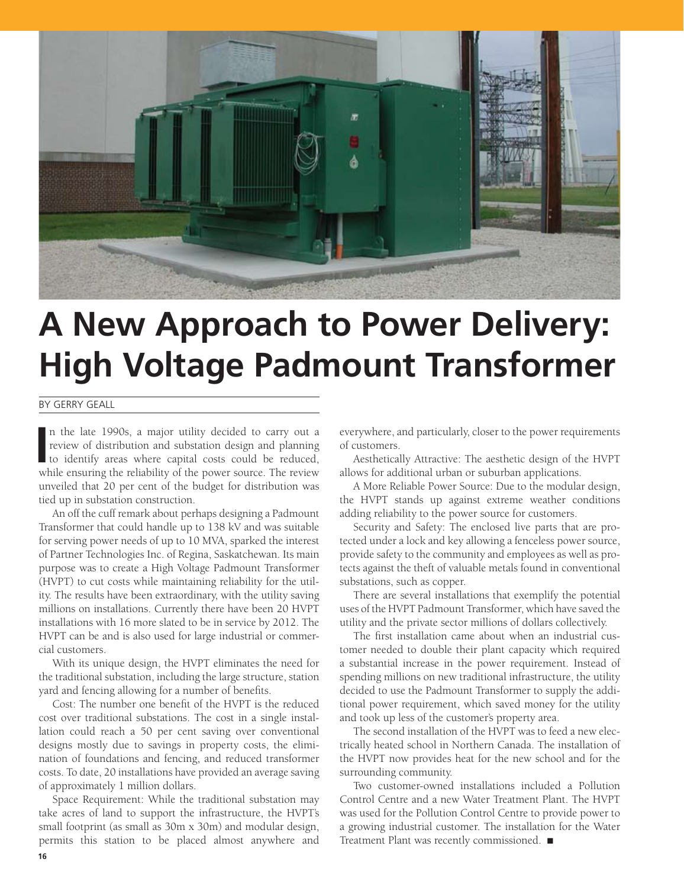# A New Approach to Power Delivery: High Voltage Padmount Transformer

BY GERRY GEALL

In the late 1990s, a major utility decided to carry out a review of distribution and substation design and planning to identify areas where capital costs could be reduced, while ensuring the reliability of the power source. The review unveiled that 20 per cent of the budget for distribution was tied up in substation construction.

An off the cuff remark about perhaps designing a Padmount Transformer that could handle up to 138 kV and was suitable for serving power needs of up to 10 MVA, sparked the interest of Partner Technologies Inc. of Regina, Saskatchewan. Its main purpose was to create a High Voltage Padmount Transformer (HVPT) to cut costs while maintaining reliability for the utility. The results have been extraordinary, with the utility saving millions on installations. Currently there have been 20 HVPT installations with 16 more slated to be in service by 2012. The HVPT can be and is also used for large industrial or commercial customers.

With its unique design, the HVPT eliminates the need for the traditional substation, including the large structure, station yard and fencing allowing for a number of benefits.

Cost: The number one benefit of the HVPT is the reduced cost over traditional substations. The cost in a single installation could reach a 50 per cent saving over conventional designs mostly due to savings in property costs, the elimination of foundations and fencing, and reduced transformer costs. To date, 20 installations have provided an average saving of approximately 1 million dollars.

Space Requirement: While the traditional substation may take acres of land to support the infrastructure, the HVPT's small footprint (as small as 30m x 30m) and modular design, permits this station to be placed almost anywhere and everywhere, and particularly, closer to the power requirements of customers.

Aesthetically Attractive: The aesthetic design of the HVPT allows for additional urban or suburban applications.

A More Reliable Power Source: Due to the modular design, the HVPT stands up against extreme weather conditions adding reliability to the power source for customers.

Security and Safety: The enclosed live parts that are protected under a lock and key allowing a fenceless power source, provide safety to the community and employees as well as protects against the theft of valuable metals found in conventional substations, such as copper.

There are several installations that exemplify the potential uses of the HVPT Padmount Transformer, which have saved the utility and the private sector millions of dollars collectively.

The first installation came about when an industrial customer needed to double their plant capacity which required a substantial increase in the power requirement. Instead of spending millions on new traditional infrastructure, the utility decided to use the Padmount Transformer to supply the additional power requirement, which saved money for the utility and took up less of the customer's property area.

The second installation of the HVPT was to feed a new electrically heated school in Northern Canada. The installation of the HVPT now provides heat for the new school and for the surrounding community.

Two customer-owned installations included a Pollution Control Centre and a new Water Treatment Plant. The HVPT was used for the Pollution Control Centre to provide power to a growing industrial customer. The installation for the Water Treatment Plant was recently commissioned. ■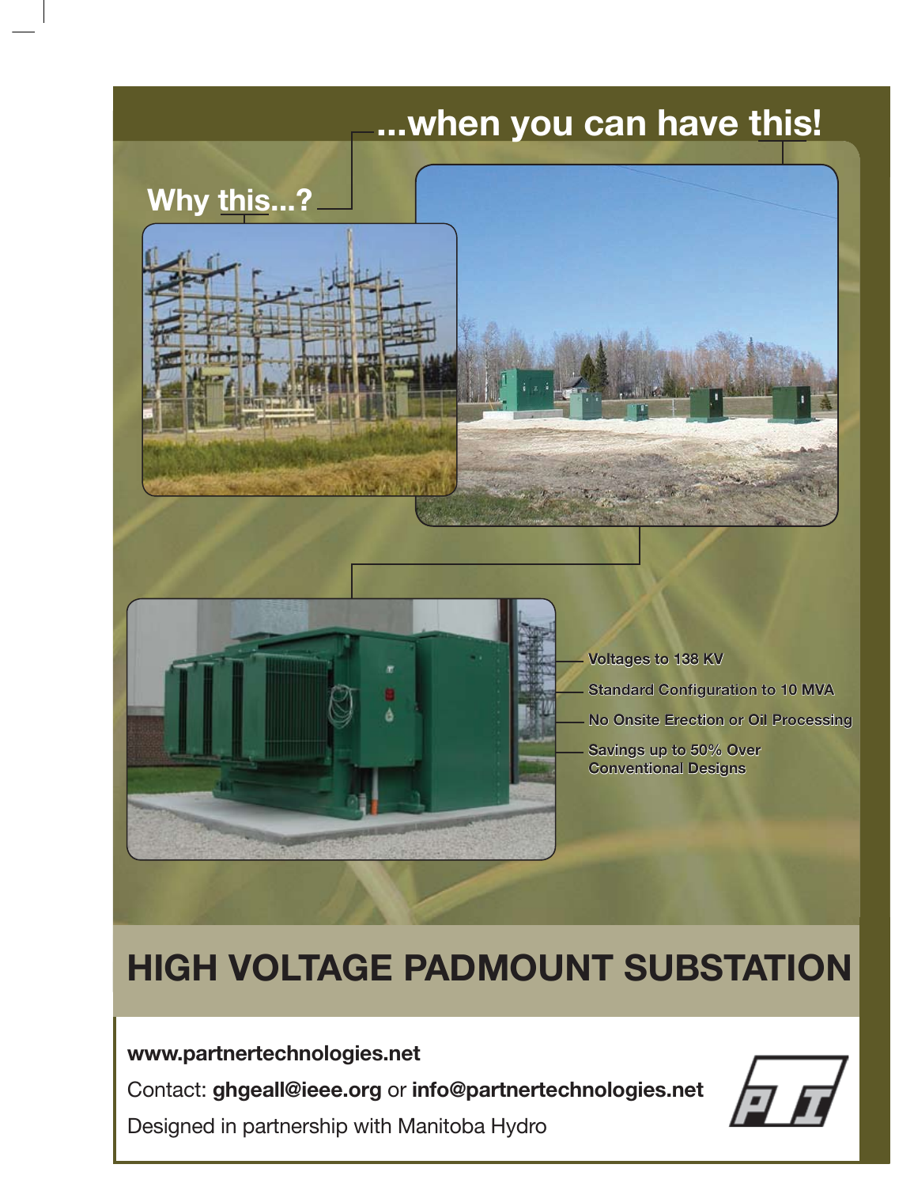## ...when you can have this!

## Why this...?

- Voltages to 138 KV
- Standard Configuration to 10 MVA
- No Onsite Erection or Oil Processing
- Savings up to 50% Over Conventional Designs

# HIGH VOLTAGE PADMOUNT SUBSTATION

**www.partnertechnologies.net**

Contact: **ghgeall@ieee.org** or **info@partnertechnologies.net**

Designed in partnership with Manitoba Hydro

PT